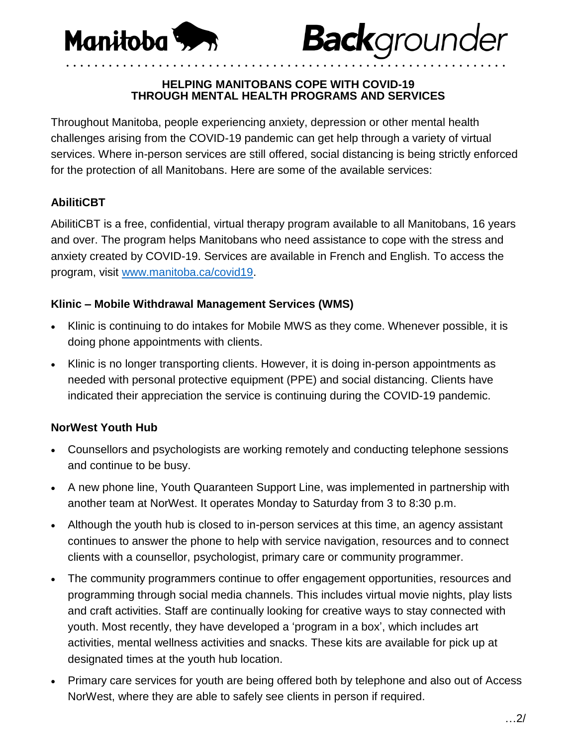Manitoba **Back**grounder

**HELPING MANITOBANS COPE WITH COVID-19 THROUGH MENTAL HEALTH PROGRAMS AND SERVICES**

Throughout Manitoba, people experiencing anxiety, depression or other mental health challenges arising from the COVID-19 pandemic can get help through a variety of virtual services. Where in-person services are still offered, social distancing is being strictly enforced for the protection of all Manitobans. Here are some of the available services:

**AbilitiCBT**

AbilitiCBT is a free, confidential, virtual therapy program available to all Manitobans, 16 years and over. The program helps Manitobans who need assistance to cope with the stress and anxiety created by COVID-19. Services are available in French and English. To access the program, visit www.manitoba.ca/covid19.

**Klinic – Mobile Withdrawal Management Services (WMS)**

- Klinic is continuing to do intakes for Mobile MWS as they come. Whenever possible, it is doing phone appointments with clients.
- Klinic is no longer transporting clients. However, it is doing in-person appointments as needed with personal protective equipment (PPE) and social distancing. Clients have indicated their appreciation the service is continuing during the COVID-19 pandemic.

**NorWest Youth Hub**

- Counsellors and psychologists are working remotely and conducting telephone sessions and continue to be busy.
- A new phone line, Youth Quaranteen Support Line, was implemented in partnership with another team at NorWest. It operates Monday to Saturday from 3 to 8:30 p.m.
- Although the youth hub is closed to in-person services at this time, an agency assistant continues to answer the phone to help with service navigation, resources and to connect clients with a counsellor, psychologist, primary care or community programmer.
- The community programmers continue to offer engagement opportunities, resources and programming through social media channels. This includes virtual movie nights, play lists and craft activities. Staff are continually looking for creative ways to stay connected with youth. Most recently, they have developed a 'program in a box', which includes art activities, mental wellness activities and snacks. These kits are available for pick up at designated times at the youth hub location.
- Primary care services for youth are being offered both by telephone and also out of Access NorWest, where they are able to safely see clients in person if required.

…2/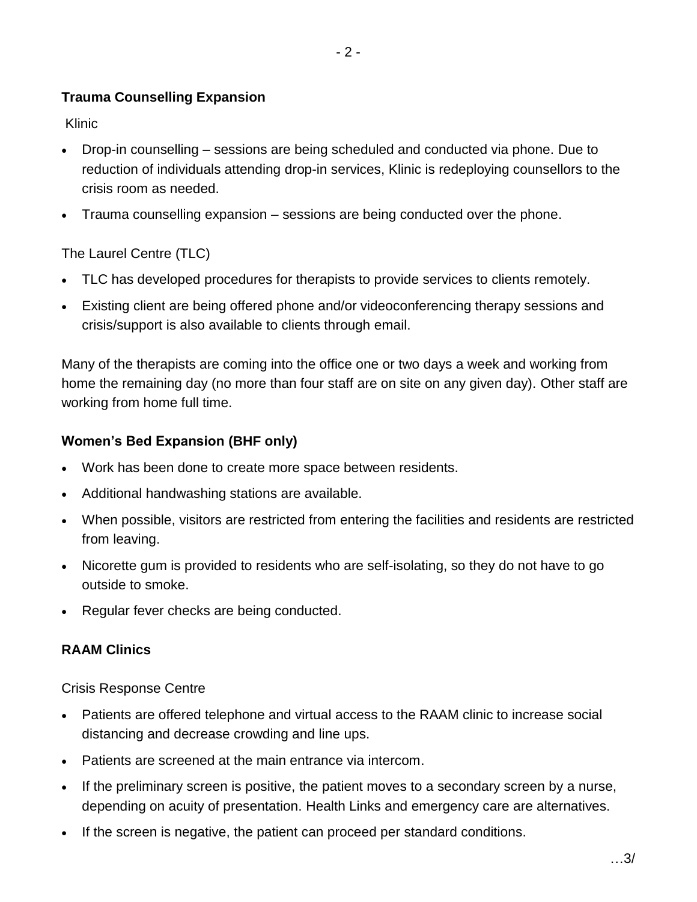**Trauma Counselling Expansion**

Klinic

- Drop-in counselling – sessions are being scheduled and conducted via phone. Due to reduction of individuals attending drop-in services, Klinic is redeploying counsellors to the crisis room as needed.
- Trauma counselling expansion – sessions are being conducted over the phone.

The Laurel Centre (TLC)

- TLC has developed procedures for therapists to provide services to clients remotely.
- Existing client are being offered phone and/or videoconferencing therapy sessions and crisis/support is also available to clients through email.

Many of the therapists are coming into the office one or two days a week and working from home the remaining day (no more than four staff are on site on any given day). Other staff are working from home full time.

**Women's Bed Expansion (BHF only)**

- Work has been done to create more space between residents.
- Additional handwashing stations are available.
- When possible, visitors are restricted from entering the facilities and residents are restricted from leaving.
- Nicorette gum is provided to residents who are self-isolating, so they do not have to go outside to smoke.
- Regular fever checks are being conducted.

**RAAM Clinics**

Crisis Response Centre

- Patients are offered telephone and virtual access to the RAAM clinic to increase social distancing and decrease crowding and line ups.
- Patients are screened at the main entrance via intercom.
- If the preliminary screen is positive, the patient moves to a secondary screen by a nurse, depending on acuity of presentation. Health Links and emergency care are alternatives.
- If the screen is negative, the patient can proceed per standard conditions.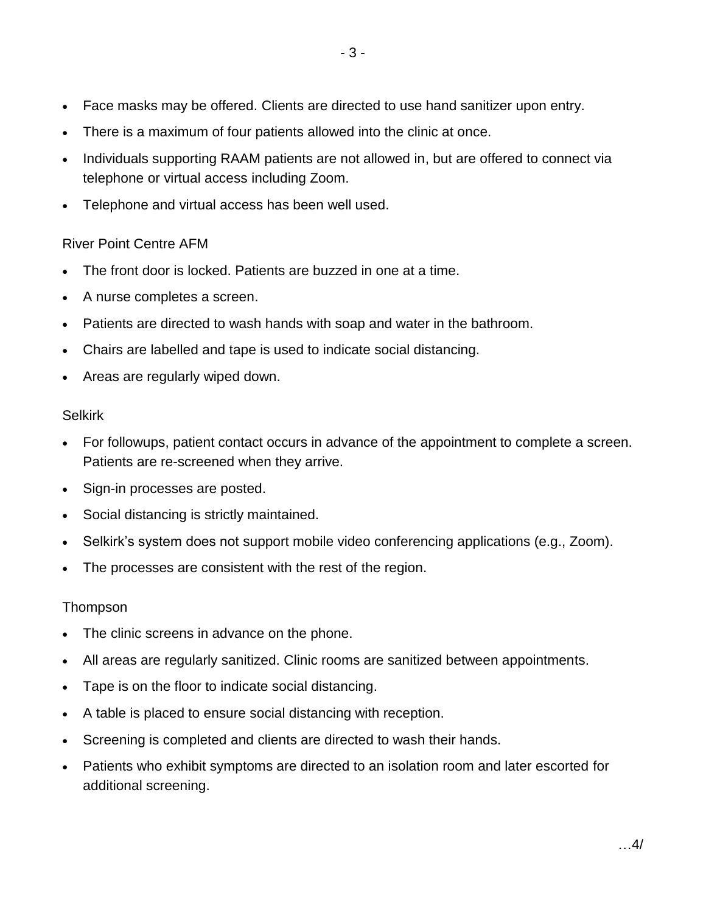- Face masks may be offered. Clients are directed to use hand sanitizer upon entry.
- There is a maximum of four patients allowed into the clinic at once.
- Individuals supporting RAAM patients are not allowed in, but are offered to connect via telephone or virtual access including Zoom.
- Telephone and virtual access has been well used.

River Point Centre AFM

- The front door is locked. Patients are buzzed in one at a time.
- A nurse completes a screen.
- Patients are directed to wash hands with soap and water in the bathroom.
- Chairs are labelled and tape is used to indicate social distancing.
- Areas are regularly wiped down.

Selkirk

- For followups, patient contact occurs in advance of the appointment to complete a screen. Patients are re-screened when they arrive.
- Sign-in processes are posted.
- Social distancing is strictly maintained.
- Selkirk's system does not support mobile video conferencing applications (e.g., Zoom).
- The processes are consistent with the rest of the region.

Thompson

- The clinic screens in advance on the phone.
- All areas are regularly sanitized. Clinic rooms are sanitized between appointments.
- Tape is on the floor to indicate social distancing.
- A table is placed to ensure social distancing with reception.
- Screening is completed and clients are directed to wash their hands.
- Patients who exhibit symptoms are directed to an isolation room and later escorted for additional screening.

…4/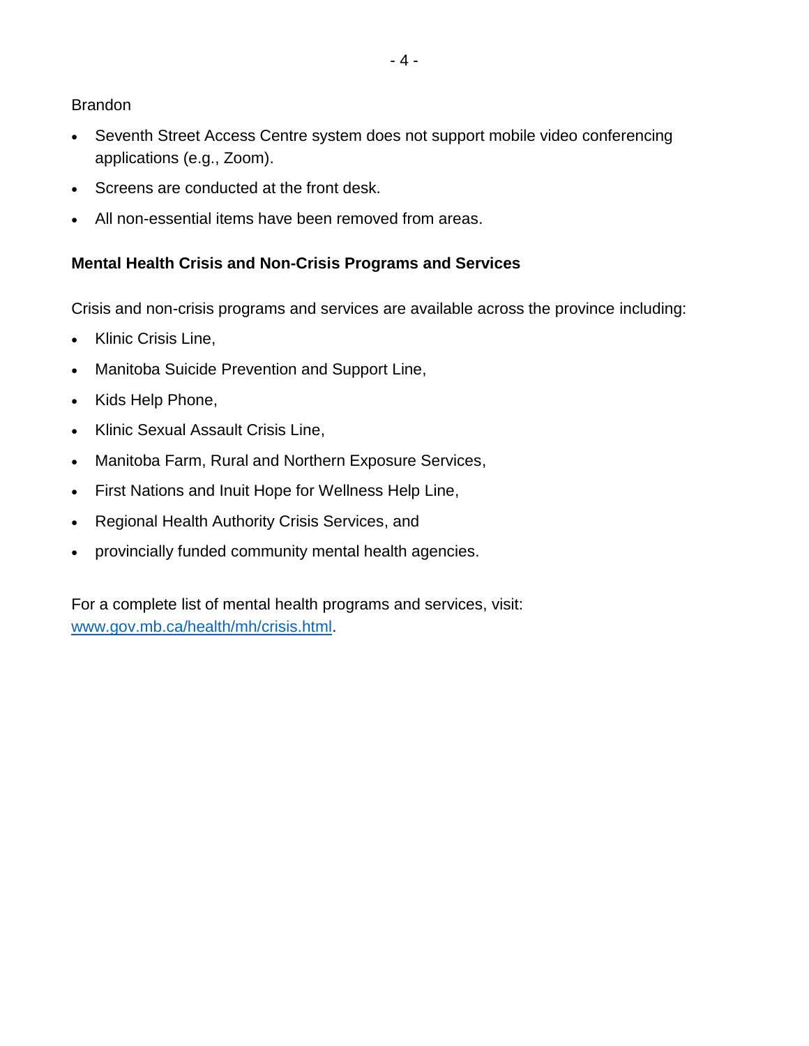Brandon

- Seventh Street Access Centre system does not support mobile video conferencing applications (e.g., Zoom).
- Screens are conducted at the front desk.
- All non-essential items have been removed from areas.

**Mental Health Crisis and Non-Crisis Programs and Services**

Crisis and non-crisis programs and services are available across the province including:

- Klinic Crisis Line,
- Manitoba Suicide Prevention and Support Line,
- Kids Help Phone,
- Klinic Sexual Assault Crisis Line,
- Manitoba Farm, Rural and Northern Exposure Services,
- First Nations and Inuit Hope for Wellness Help Line,
- Regional Health Authority Crisis Services, and
- provincially funded community mental health agencies.

For a complete list of mental health programs and services, visit: [www.gov.mb.ca/health/mh/crisis.html](www.gov.mb.ca/health/mh/crisis.html).